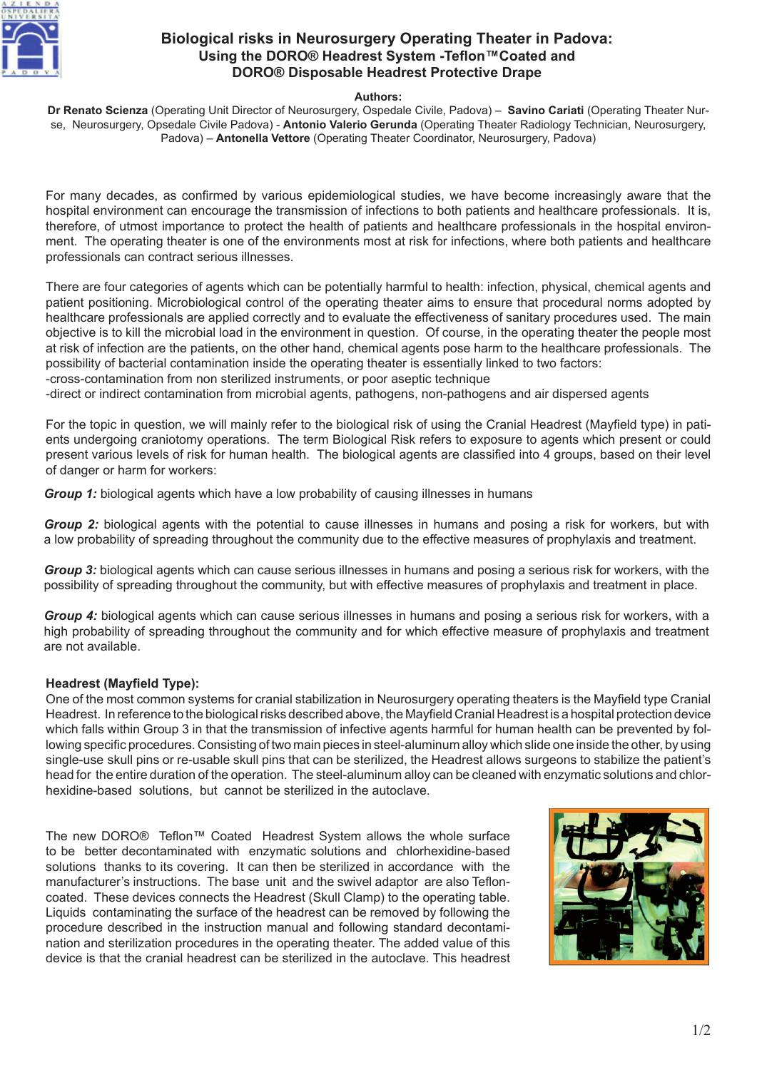# Biological risks in Neurosurgery Operating Theater in Padova:
## Using the DORO® Headrest System -Teflon™Coated and DORO® Disposable Headrest Protective Drape

**Authors:**

**Dr Renato Scienza** (Operating Unit Director of Neurosurgery, Ospedale Civile, Padova) – **Savino Cariati** (Operating Theater Nurse, Neurosurgery, Opsedale Civile Padova) - **Antonio Valerio Gerunda** (Operating Theater Radiology Technician, Neurosurgery, Padova) – **Antonella Vettore** (Operating Theater Coordinator, Neurosurgery, Padova)

For many decades, as confirmed by various epidemiological studies, we have become increasingly aware that the hospital environment can encourage the transmission of infections to both patients and healthcare professionals. It is, therefore, of utmost importance to protect the health of patients and healthcare professionals in the hospital environment. The operating theater is one of the environments most at risk for infections, where both patients and healthcare professionals can contract serious illnesses.

There are four categories of agents which can be potentially harmful to health: infection, physical, chemical agents and patient positioning. Microbiological control of the operating theater aims to ensure that procedural norms adopted by healthcare professionals are applied correctly and to evaluate the effectiveness of sanitary procedures used. The main objective is to kill the microbial load in the environment in question. Of course, in the operating theater the people most at risk of infection are the patients, on the other hand, chemical agents pose harm to the healthcare professionals. The possibility of bacterial contamination inside the operating theater is essentially linked to two factors:
-cross-contamination from non sterilized instruments, or poor aseptic technique
-direct or indirect contamination from microbial agents, pathogens, non-pathogens and air dispersed agents

For the topic in question, we will mainly refer to the biological risk of using the Cranial Headrest (Mayfield type) in patients undergoing craniotomy operations. The term Biological Risk refers to exposure to agents which present or could present various levels of risk for human health. The biological agents are classified into 4 groups, based on their level of danger or harm for workers:

***Group 1:*** biological agents which have a low probability of causing illnesses in humans

***Group 2:*** biological agents with the potential to cause illnesses in humans and posing a risk for workers, but with a low probability of spreading throughout the community due to the effective measures of prophylaxis and treatment.

***Group 3:*** biological agents which can cause serious illnesses in humans and posing a serious risk for workers, with the possibility of spreading throughout the community, but with effective measures of prophylaxis and treatment in place.

***Group 4:*** biological agents which can cause serious illnesses in humans and posing a serious risk for workers, with a high probability of spreading throughout the community and for which effective measure of prophylaxis and treatment are not available.

**Headrest (Mayfield Type):**
One of the most common systems for cranial stabilization in Neurosurgery operating theaters is the Mayfield type Cranial Headrest. In reference to the biological risks described above, the Mayfield Cranial Headrest is a hospital protection device which falls within Group 3 in that the transmission of infective agents harmful for human health can be prevented by following specific procedures. Consisting of two main pieces in steel-aluminum alloy which slide one inside the other, by using single-use skull pins or re-usable skull pins that can be sterilized, the Headrest allows surgeons to stabilize the patient's head for the entire duration of the operation. The steel-aluminum alloy can be cleaned with enzymatic solutions and chlorhexidine-based solutions, but cannot be sterilized in the autoclave.

The new DORO® Teflon™ Coated Headrest System allows the whole surface to be better decontaminated with enzymatic solutions and chlorhexidine-based solutions thanks to its covering. It can then be sterilized in accordance with the manufacturer's instructions. The base unit and the swivel adaptor are also Teflon-coated. These devices connects the Headrest (Skull Clamp) to the operating table. Liquids contaminating the surface of the headrest can be removed by following the procedure described in the instruction manual and following standard decontamination and sterilization procedures in the operating theater. The added value of this device is that the cranial headrest can be sterilized in the autoclave. This headrest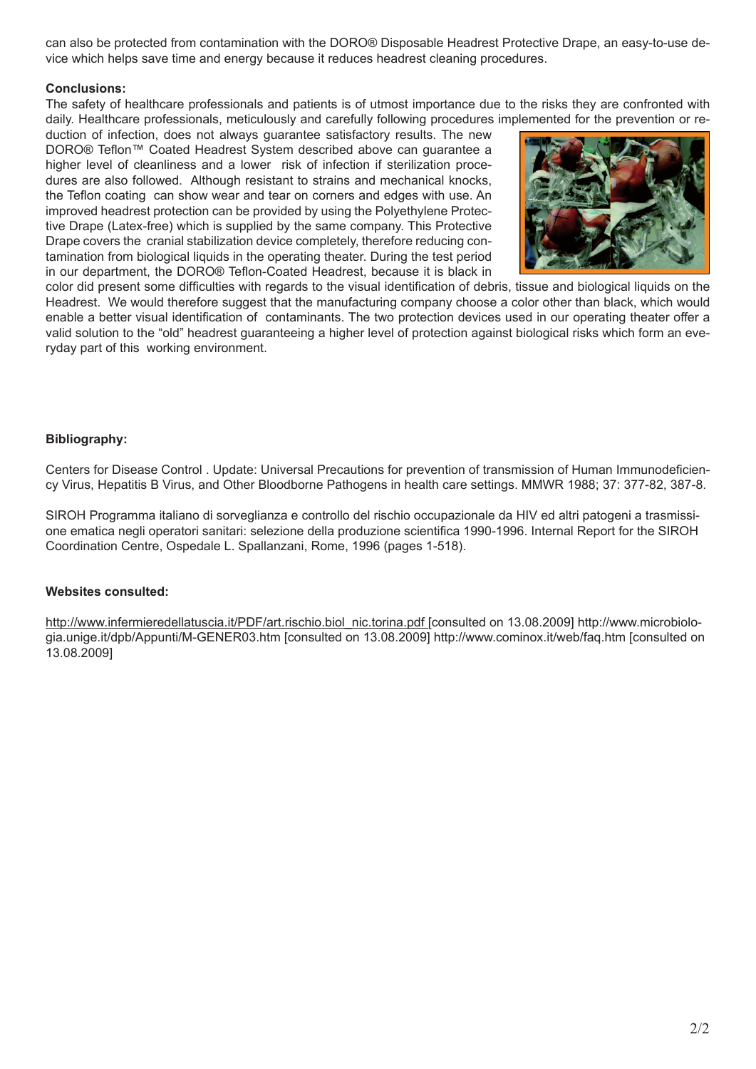can also be protected from contamination with the DORO® Disposable Headrest Protective Drape, an easy-to-use device which helps save time and energy because it reduces headrest cleaning procedures.

**Conclusions:**

The safety of healthcare professionals and patients is of utmost importance due to the risks they are confronted with daily. Healthcare professionals, meticulously and carefully following procedures implemented for the prevention or reduction of infection, does not always guarantee satisfactory results. The new DORO® Teflon™ Coated Headrest System described above can guarantee a higher level of cleanliness and a lower risk of infection if sterilization procedures are also followed. Although resistant to strains and mechanical knocks, the Teflon coating can show wear and tear on corners and edges with use. An improved headrest protection can be provided by using the Polyethylene Protective Drape (Latex-free) which is supplied by the same company. This Protective Drape covers the cranial stabilization device completely, therefore reducing contamination from biological liquids in the operating theater. During the test period in our department, the DORO® Teflon-Coated Headrest, because it is black in color did present some difficulties with regards to the visual identification of debris, tissue and biological liquids on the Headrest. We would therefore suggest that the manufacturing company choose a color other than black, which would enable a better visual identification of contaminants. The two protection devices used in our operating theater offer a valid solution to the "old" headrest guaranteeing a higher level of protection against biological risks which form an everyday part of this working environment.

**Bibliography:**

Centers for Disease Control . Update: Universal Precautions for prevention of transmission of Human Immunodeficiency Virus, Hepatitis B Virus, and Other Bloodborne Pathogens in health care settings. MMWR 1988; 37: 377-82, 387-8.

SIROH Programma italiano di sorveglianza e controllo del rischio occupazionale da HIV ed altri patogeni a trasmissione ematica negli operatori sanitari: selezione della produzione scientifica 1990-1996. Internal Report for the SIROH Coordination Centre, Ospedale L. Spallanzani, Rome, 1996 (pages 1-518).

**Websites consulted:**

http://www.infermieredellatuscia.it/PDF/art.rischio.biol_nic.torina.pdf [consulted on 13.08.2009] http://www.microbiologia.unige.it/dpb/Appunti/M-GENER03.htm [consulted on 13.08.2009] http://www.cominox.it/web/faq.htm [consulted on 13.08.2009]